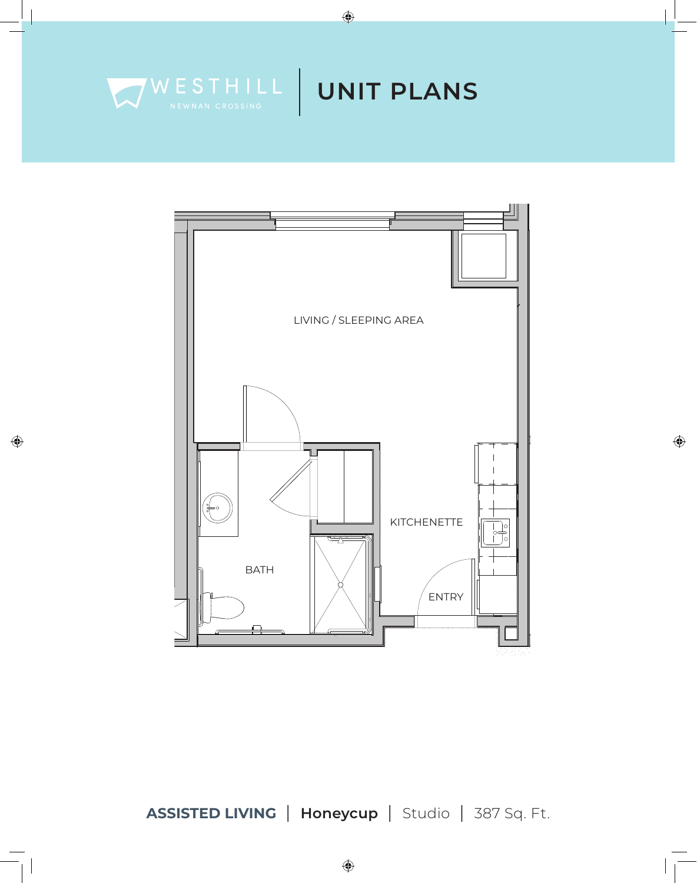WESTHILL
NEWNAN CROSSING

# UNIT PLANS

LIVING / SLEEPING AREA

BATH

KITCHENETTE

ENTRY

**ASSISTED LIVING** | **Honeycup** | Studio | 387 Sq. Ft.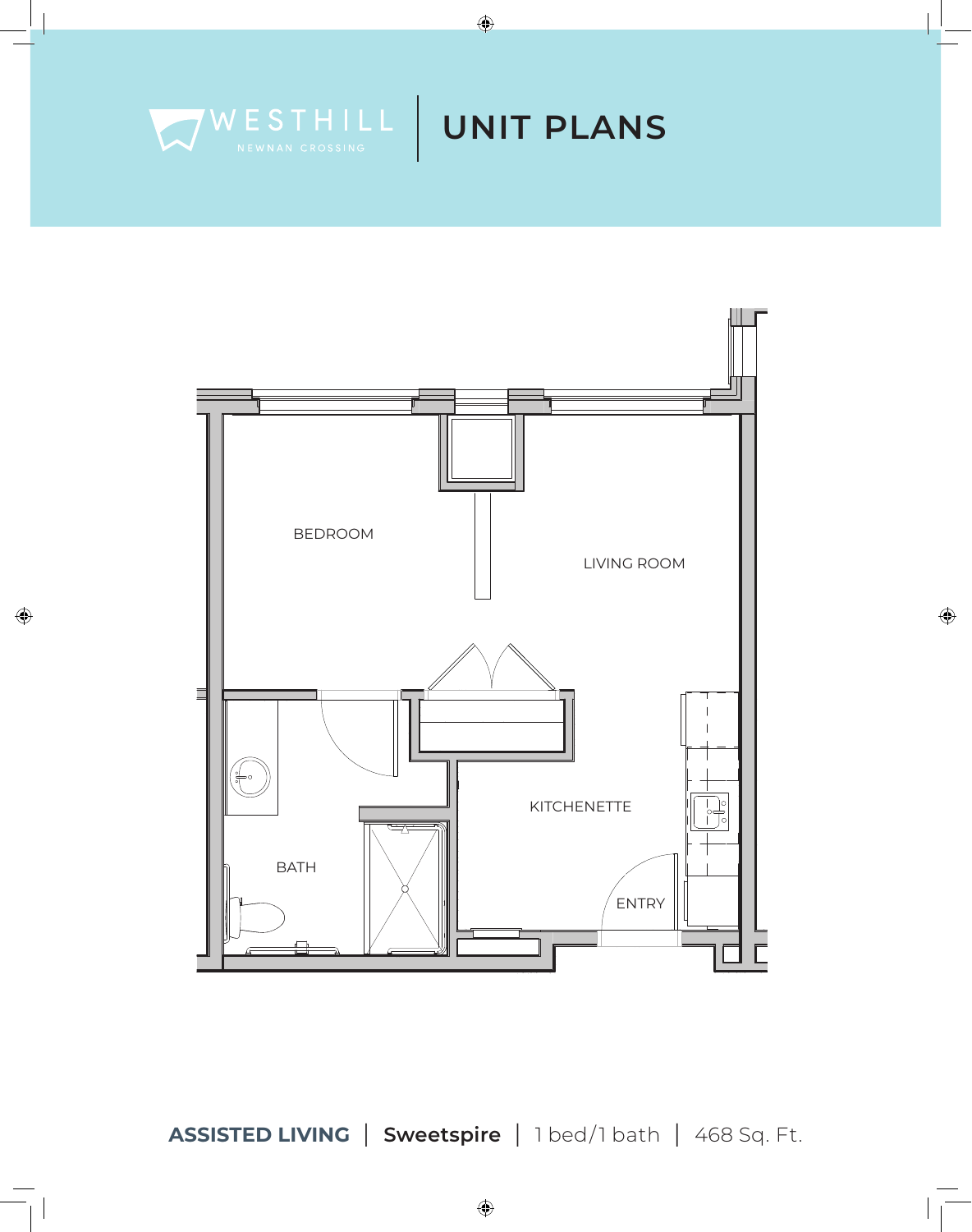WESTHILL
NEWNAN CROSSING

# UNIT PLANS

BEDROOM

LIVING ROOM

KITCHENETTE

BATH

ENTRY

**ASSISTED LIVING** | **Sweetspire** | 1 bed/1 bath | 468 Sq. Ft.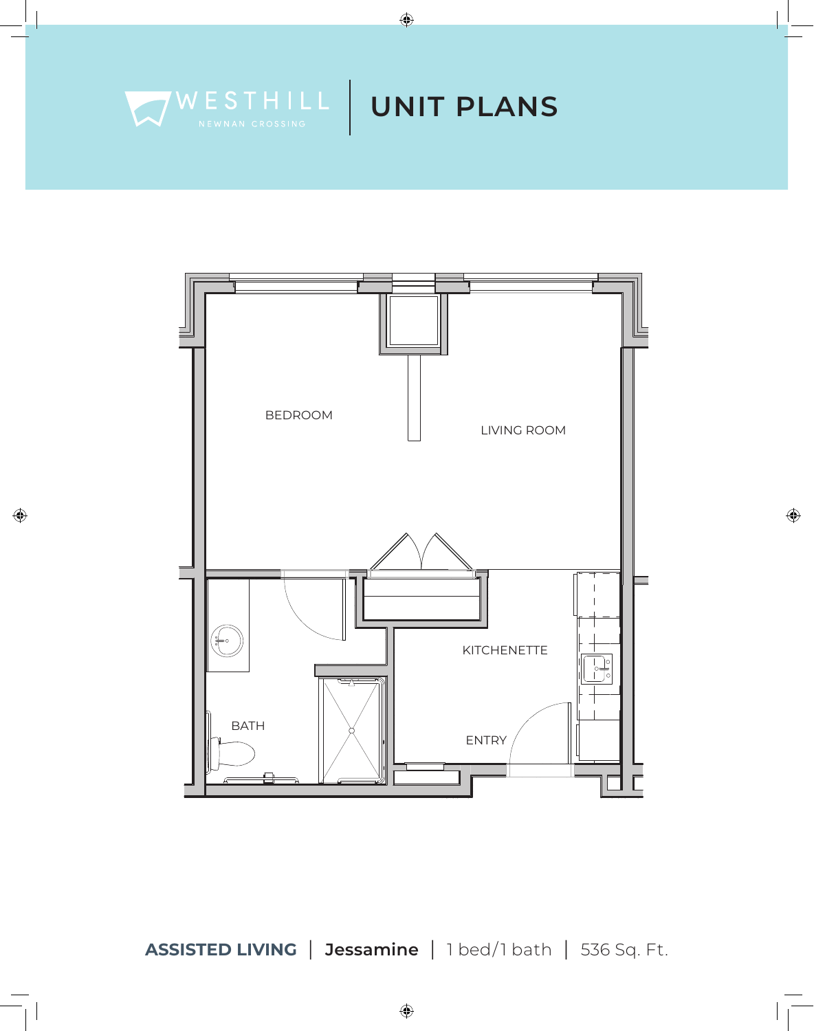WESTHILL
NEWNAN CROSSING

# UNIT PLANS

BEDROOM

LIVING ROOM

KITCHENETTE

BATH

ENTRY

**ASSISTED LIVING** | **Jessamine** | 1 bed/1 bath | 536 Sq. Ft.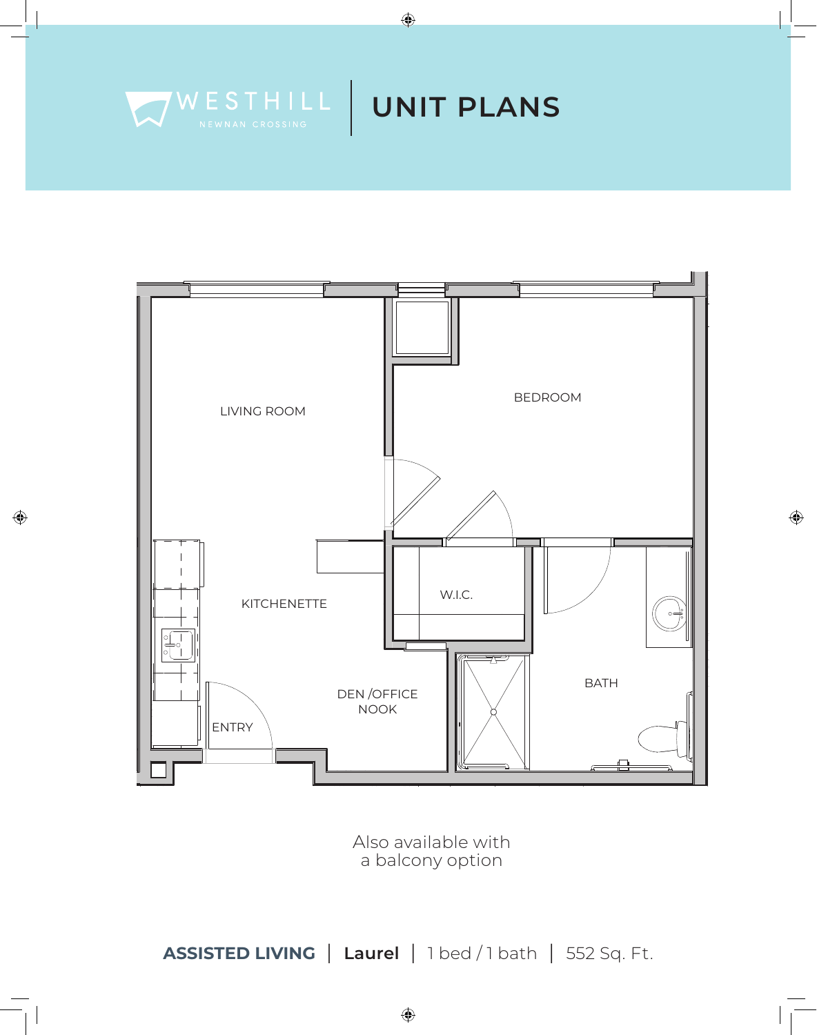WESTHILL NEWNAN CROSSING

# UNIT PLANS

LIVING ROOM

BEDROOM

KITCHENETTE

W.I.C.

DEN /OFFICE NOOK

BATH

ENTRY

Also available with a balcony option

**ASSISTED LIVING** | **Laurel** | 1 bed / 1 bath | 552 Sq. Ft.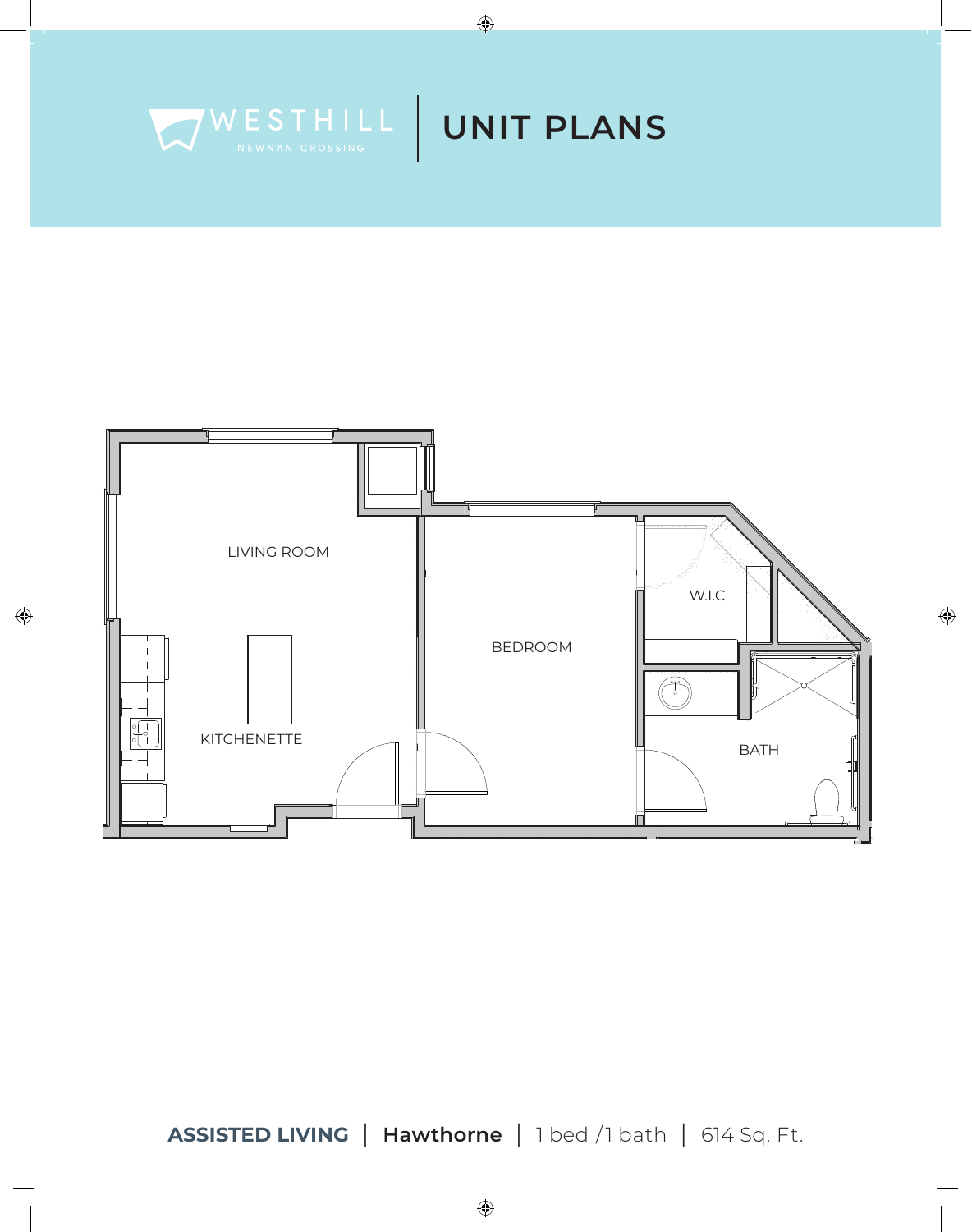WESTHILL
NEWNAN CROSSING

# UNIT PLANS

LIVING ROOM

KITCHENETTE

BEDROOM

W.I.C

BATH

**ASSISTED LIVING** | **Hawthorne** | 1 bed /1 bath | 614 Sq. Ft.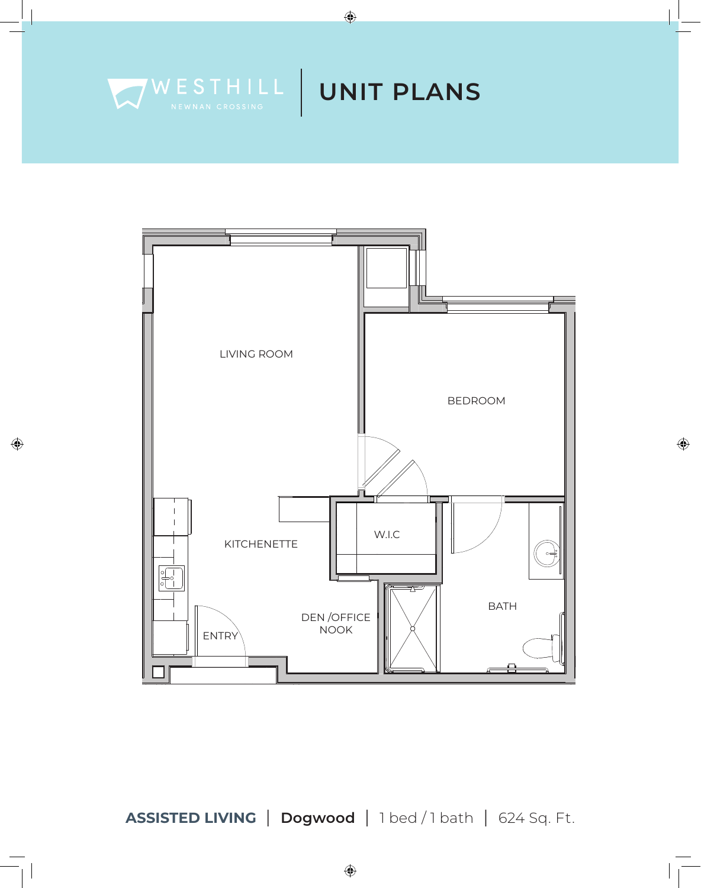WESTHILL
NEWNAN CROSSING

# UNIT PLANS

LIVING ROOM

BEDROOM

KITCHENETTE

W.I.C

BATH

DEN /OFFICE NOOK

ENTRY

**ASSISTED LIVING** | **Dogwood** | 1 bed / 1 bath | 624 Sq. Ft.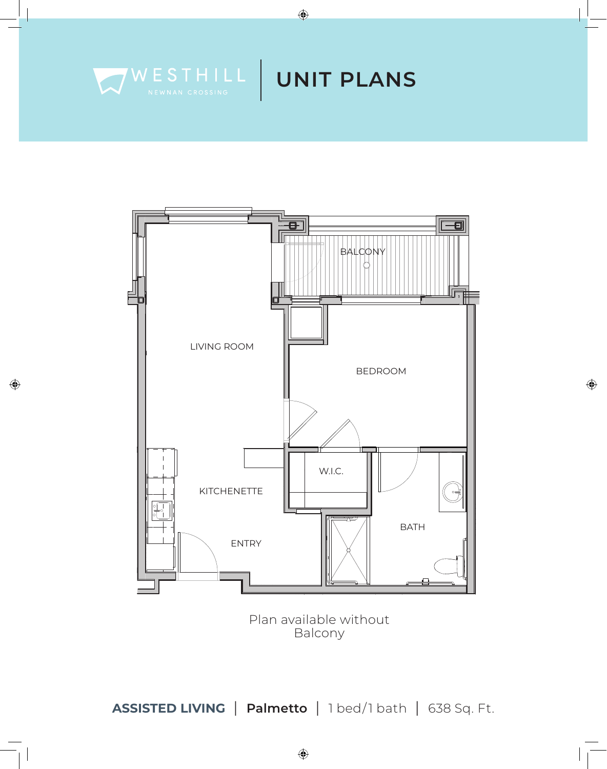WESTHILL
NEWNAN CROSSING

# UNIT PLANS

BALCONY

LIVING ROOM

BEDROOM

W.I.C.

KITCHENETTE

BATH

ENTRY

Plan available without Balcony

**ASSISTED LIVING** | **Palmetto** | 1 bed/1 bath | 638 Sq. Ft.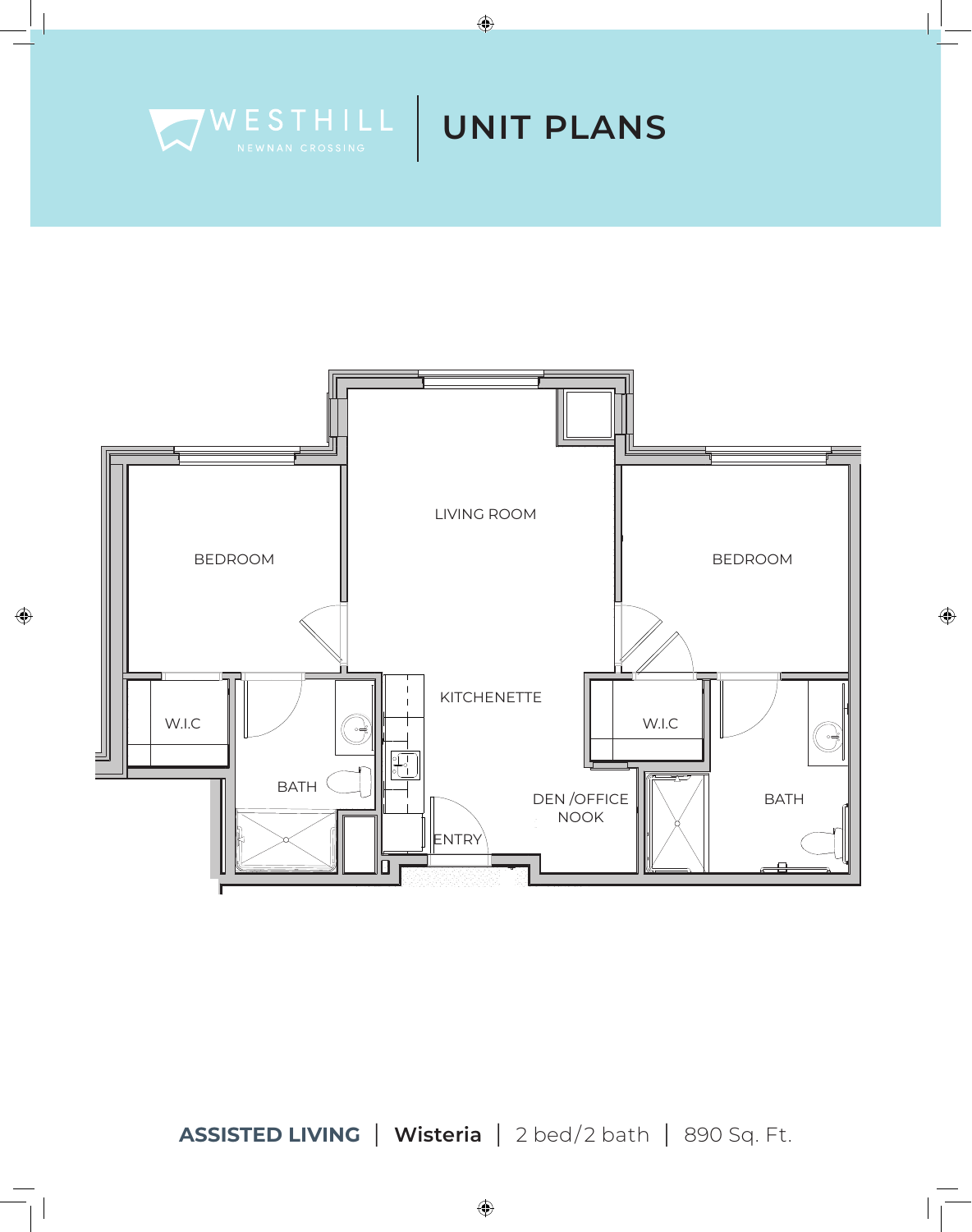WESTHILL
NEWNAN CROSSING

# UNIT PLANS

LIVING ROOM

BEDROOM

BEDROOM

KITCHENETTE

W.I.C

W.I.C

BATH

BATH

DEN /OFFICE NOOK

ENTRY

**ASSISTED LIVING** | **Wisteria** | 2 bed/2 bath | 890 Sq. Ft.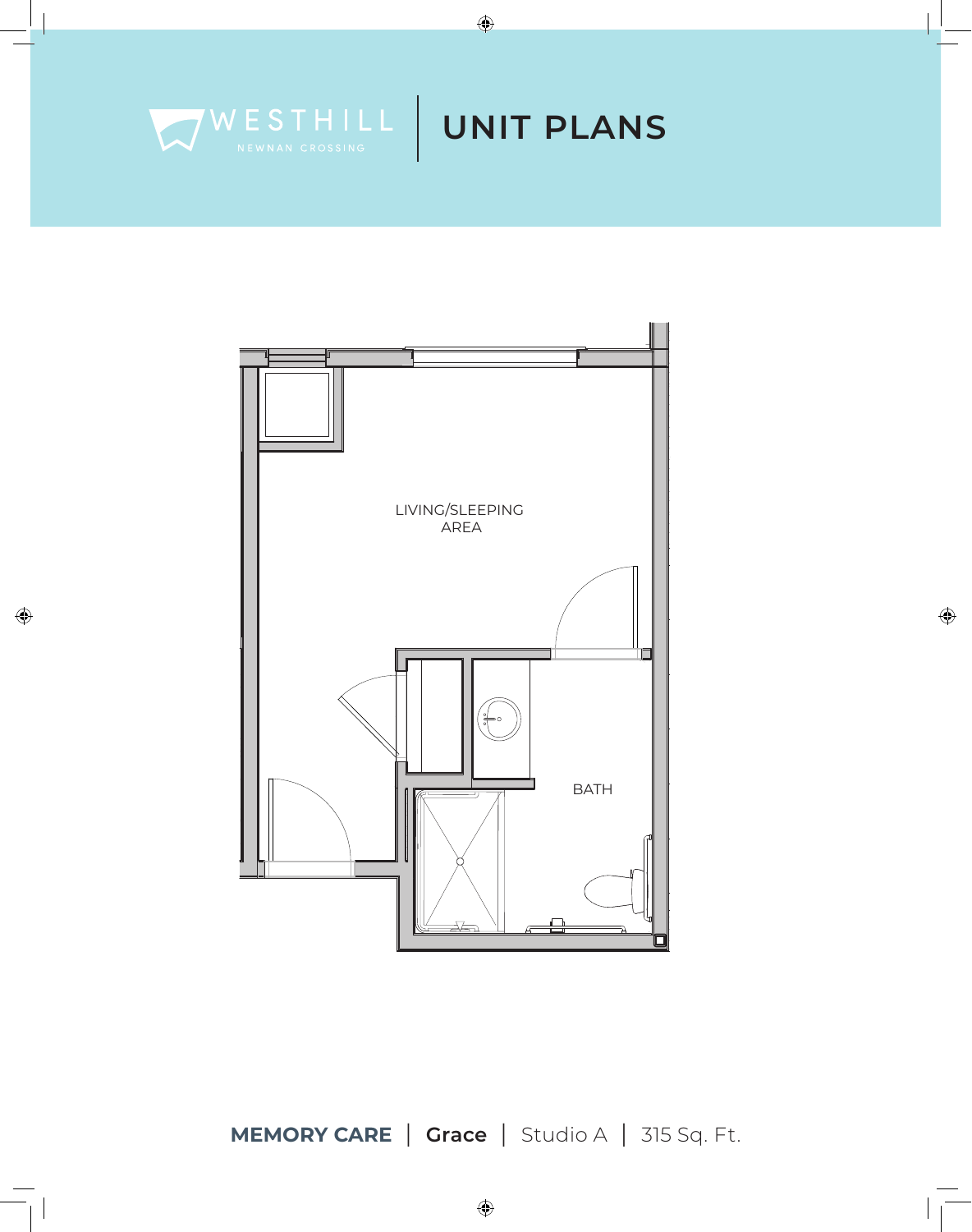WESTHILL
NEWNAN CROSSING

# UNIT PLANS

LIVING/SLEEPING AREA

BATH

**MEMORY CARE** | **Grace** | Studio A | 315 Sq. Ft.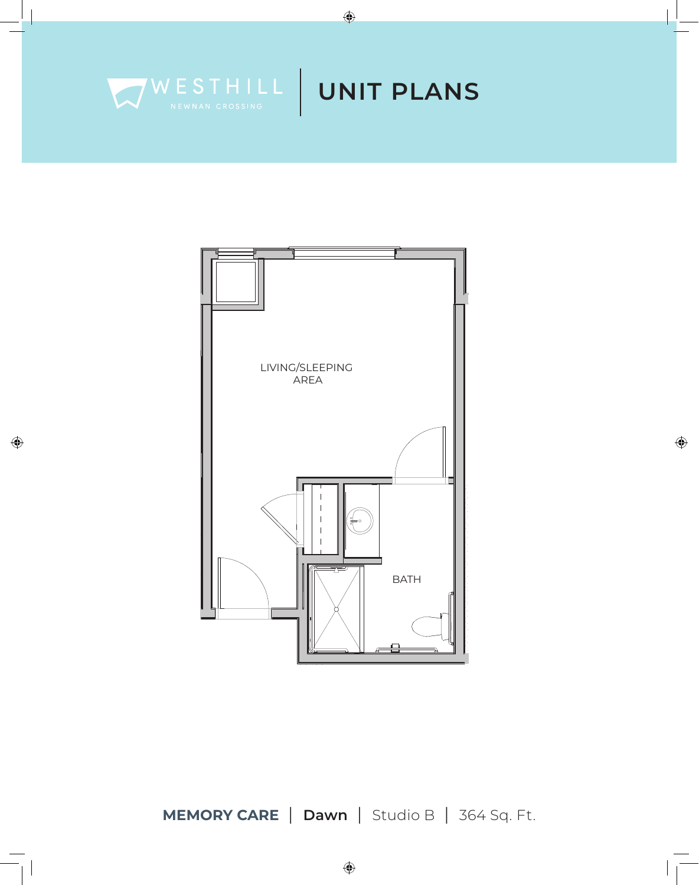WESTHILL
NEWNAN CROSSING

# UNIT PLANS

LIVING/SLEEPING AREA

BATH

**MEMORY CARE** | **Dawn** | Studio B | 364 Sq. Ft.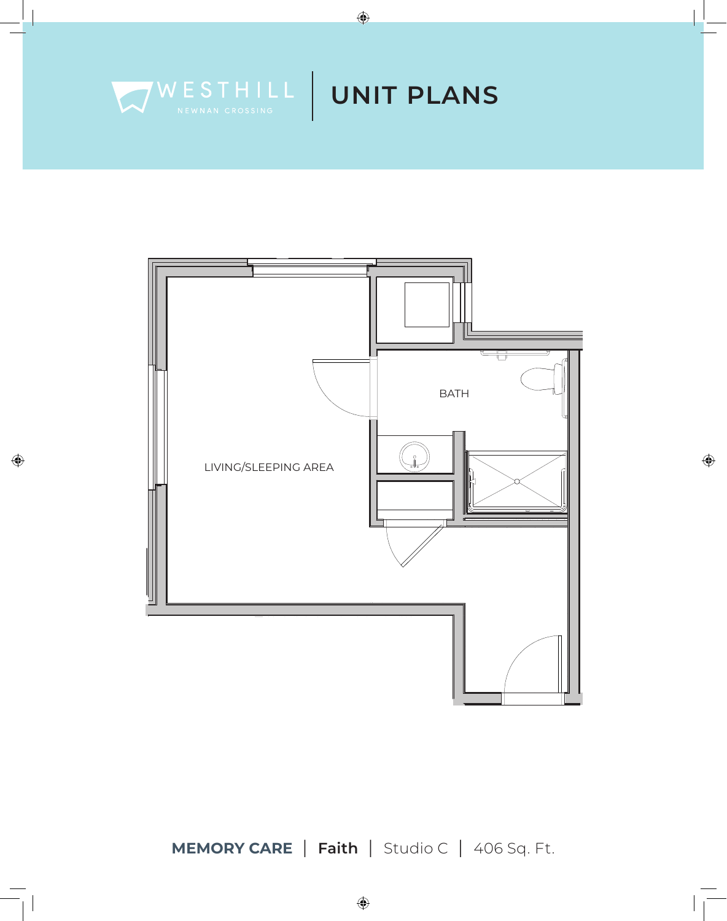WESTHILL NEWNAN CROSSING | UNIT PLANS

BATH

LIVING/SLEEPING AREA

**MEMORY CARE** | **Faith** | Studio C | 406 Sq. Ft.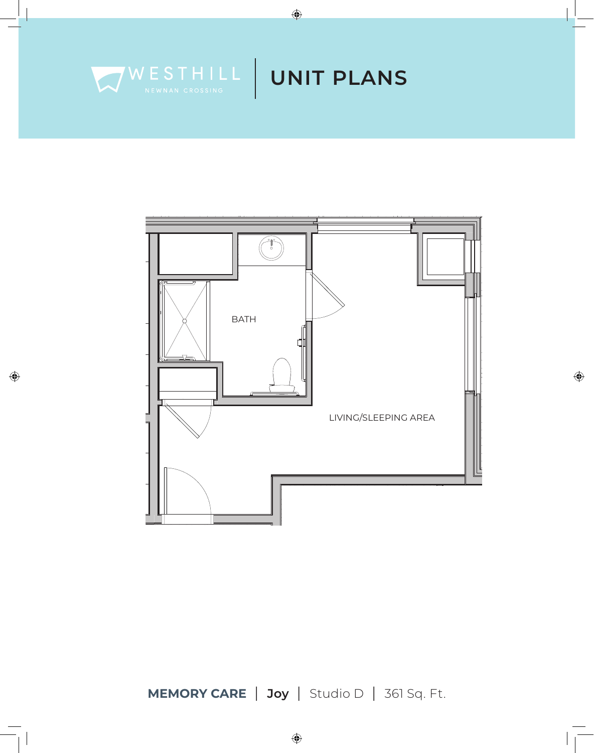WESTHILL
NEWNAN CROSSING

# UNIT PLANS

BATH

LIVING/SLEEPING AREA

**MEMORY CARE** | **Joy** | Studio D | 361 Sq. Ft.